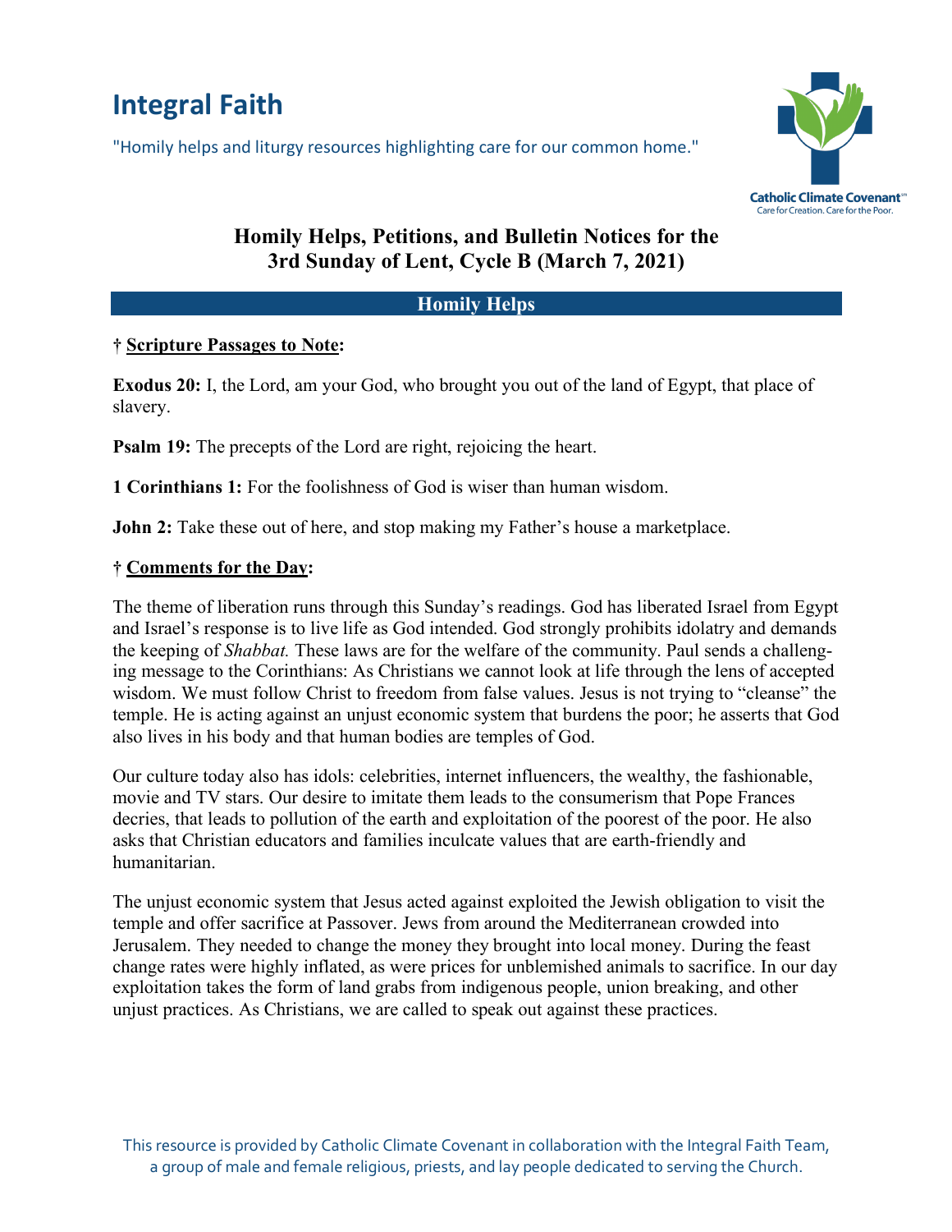# Integral Faith

"Homily helps and liturgy resources highlighting care for our common home."

Catholic Climate Covenant
Care for Creation. Care for the Poor.

## Homily Helps, Petitions, and Bulletin Notices for the 3rd Sunday of Lent, Cycle B (March 7, 2021)

### Homily Helps

**† Scripture Passages to Note:**

**Exodus 20:** I, the Lord, am your God, who brought you out of the land of Egypt, that place of slavery.

**Psalm 19:** The precepts of the Lord are right, rejoicing the heart.

**1 Corinthians 1:** For the foolishness of God is wiser than human wisdom.

**John 2:** Take these out of here, and stop making my Father's house a marketplace.

**† Comments for the Day:**

The theme of liberation runs through this Sunday's readings. God has liberated Israel from Egypt and Israel's response is to live life as God intended. God strongly prohibits idolatry and demands the keeping of *Shabbat.* These laws are for the welfare of the community. Paul sends a challenging message to the Corinthians: As Christians we cannot look at life through the lens of accepted wisdom. We must follow Christ to freedom from false values. Jesus is not trying to "cleanse" the temple. He is acting against an unjust economic system that burdens the poor; he asserts that God also lives in his body and that human bodies are temples of God.

Our culture today also has idols: celebrities, internet influencers, the wealthy, the fashionable, movie and TV stars. Our desire to imitate them leads to the consumerism that Pope Frances decries, that leads to pollution of the earth and exploitation of the poorest of the poor. He also asks that Christian educators and families inculcate values that are earth-friendly and humanitarian.

The unjust economic system that Jesus acted against exploited the Jewish obligation to visit the temple and offer sacrifice at Passover. Jews from around the Mediterranean crowded into Jerusalem. They needed to change the money they brought into local money. During the feast change rates were highly inflated, as were prices for unblemished animals to sacrifice. In our day exploitation takes the form of land grabs from indigenous people, union breaking, and other unjust practices. As Christians, we are called to speak out against these practices.

This resource is provided by Catholic Climate Covenant in collaboration with the Integral Faith Team, a group of male and female religious, priests, and lay people dedicated to serving the Church.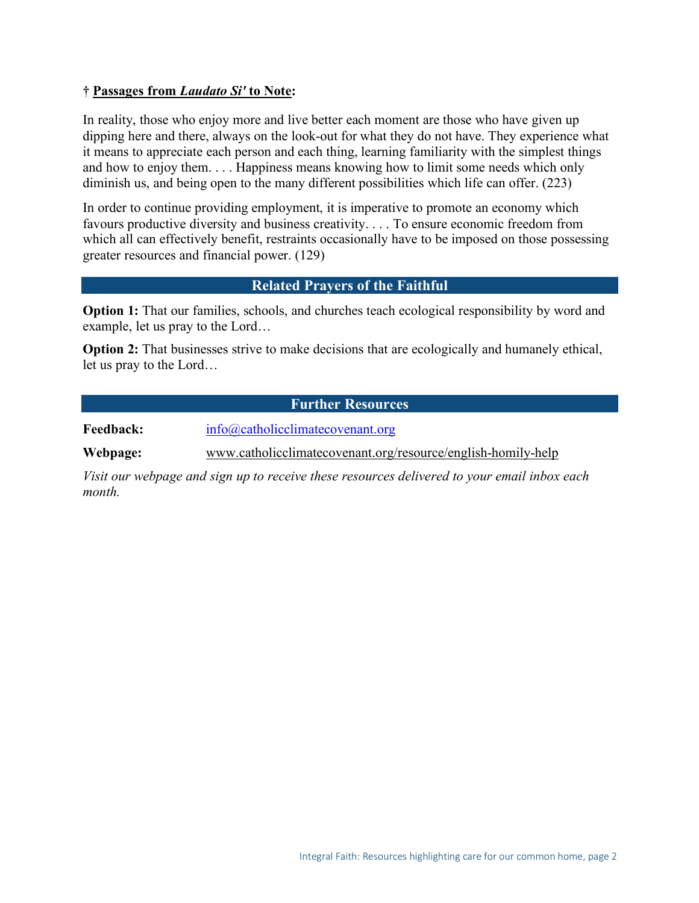† **<u>Passages from *Laudato Si'* to Note</u>:**

In reality, those who enjoy more and live better each moment are those who have given up dipping here and there, always on the look-out for what they do not have. They experience what it means to appreciate each person and each thing, learning familiarity with the simplest things and how to enjoy them. . . . Happiness means knowing how to limit some needs which only diminish us, and being open to the many different possibilities which life can offer. (223)

In order to continue providing employment, it is imperative to promote an economy which favours productive diversity and business creativity. . . . To ensure economic freedom from which all can effectively benefit, restraints occasionally have to be imposed on those possessing greater resources and financial power. (129)

## Related Prayers of the Faithful

**Option 1:** That our families, schools, and churches teach ecological responsibility by word and example, let us pray to the Lord…

**Option 2:** That businesses strive to make decisions that are ecologically and humanely ethical, let us pray to the Lord…

## Further Resources

**Feedback:** info@catholicclimatecovenant.org

**Webpage:** www.catholicclimatecovenant.org/resource/english-homily-help

*Visit our webpage and sign up to receive these resources delivered to your email inbox each month.*